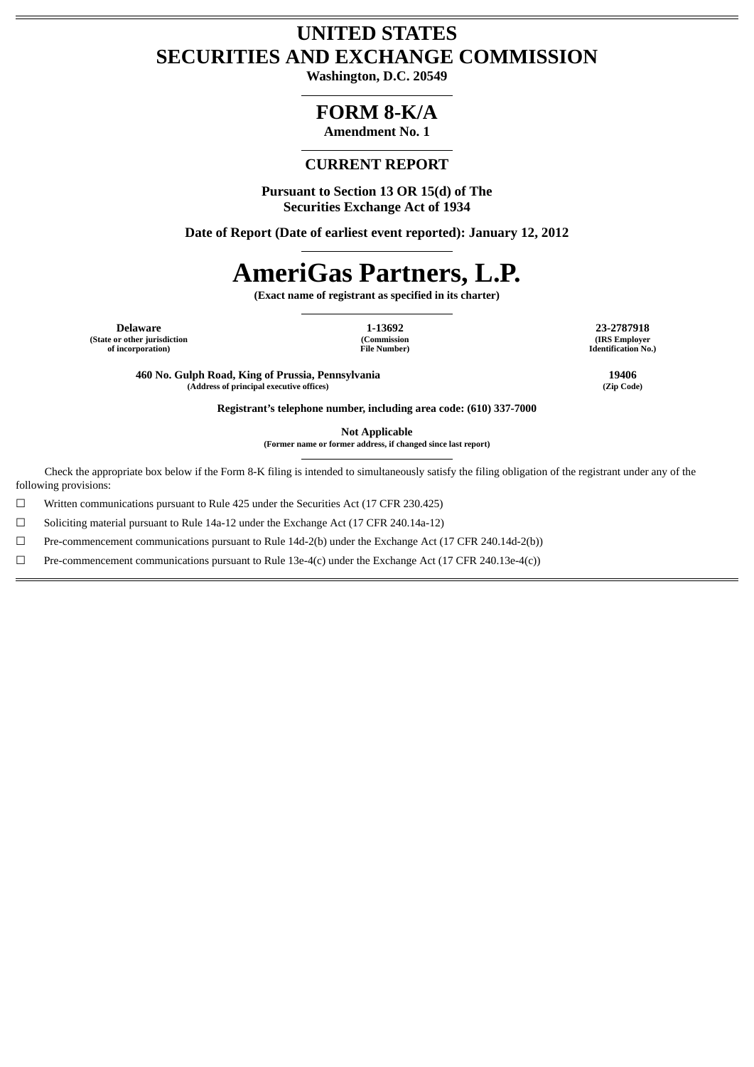# UNITED STATES
# SECURITIES AND EXCHANGE COMMISSION

**Washington, D.C. 20549**

## FORM 8-K/A

**Amendment No. 1**

## CURRENT REPORT

**Pursuant to Section 13 OR 15(d) of The Securities Exchange Act of 1934**

**Date of Report (Date of earliest event reported): January 12, 2012**

# AmeriGas Partners, L.P.

**(Exact name of registrant as specified in its charter)**

| Delaware | 1-13692 | 23-2787918 |
|---|---|---|
| (State or other jurisdiction of incorporation) | (Commission File Number) | (IRS Employer Identification No.) |

| 460 No. Gulph Road, King of Prussia, Pennsylvania | 19406 |
|---|---|
| (Address of principal executive offices) | (Zip Code) |

**Registrant's telephone number, including area code: (610) 337-7000**

**Not Applicable**

**(Former name or former address, if changed since last report)**

Check the appropriate box below if the Form 8-K filing is intended to simultaneously satisfy the filing obligation of the registrant under any of the following provisions:

☐ Written communications pursuant to Rule 425 under the Securities Act (17 CFR 230.425)

☐ Soliciting material pursuant to Rule 14a-12 under the Exchange Act (17 CFR 240.14a-12)

☐ Pre-commencement communications pursuant to Rule 14d-2(b) under the Exchange Act (17 CFR 240.14d-2(b))

☐ Pre-commencement communications pursuant to Rule 13e-4(c) under the Exchange Act (17 CFR 240.13e-4(c))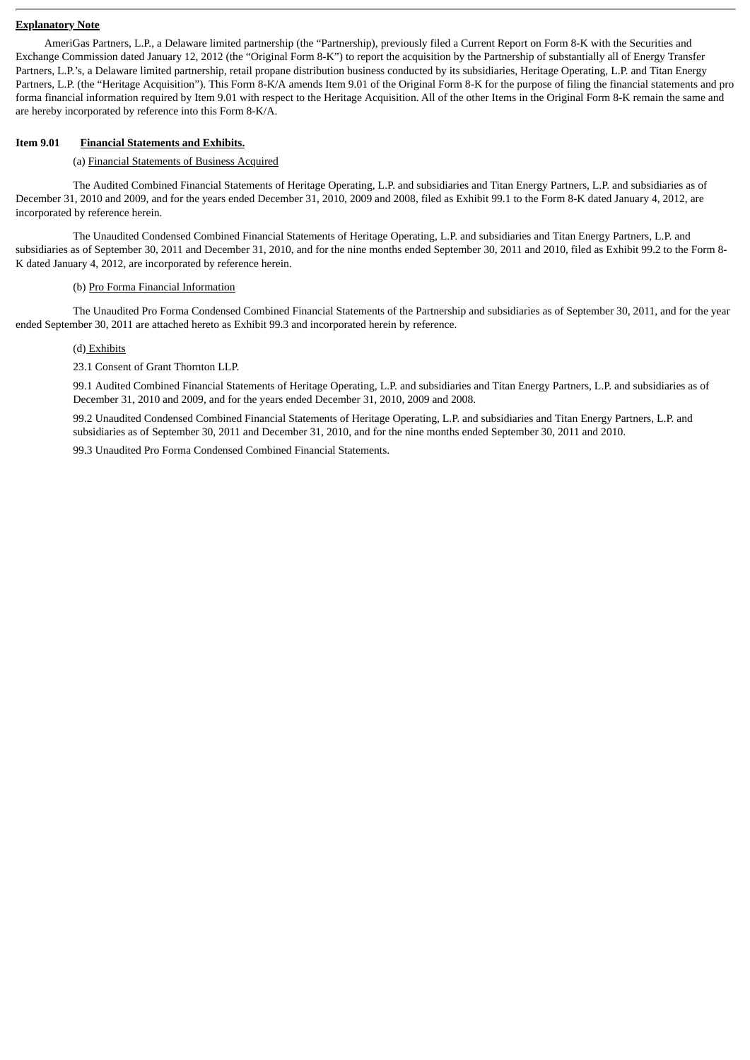**Explanatory Note**

AmeriGas Partners, L.P., a Delaware limited partnership (the "Partnership), previously filed a Current Report on Form 8-K with the Securities and Exchange Commission dated January 12, 2012 (the "Original Form 8-K") to report the acquisition by the Partnership of substantially all of Energy Transfer Partners, L.P.'s, a Delaware limited partnership, retail propane distribution business conducted by its subsidiaries, Heritage Operating, L.P. and Titan Energy Partners, L.P. (the "Heritage Acquisition"). This Form 8-K/A amends Item 9.01 of the Original Form 8-K for the purpose of filing the financial statements and pro forma financial information required by Item 9.01 with respect to the Heritage Acquisition. All of the other Items in the Original Form 8-K remain the same and are hereby incorporated by reference into this Form 8-K/A.

**Item 9.01 Financial Statements and Exhibits.**

(a) Financial Statements of Business Acquired

The Audited Combined Financial Statements of Heritage Operating, L.P. and subsidiaries and Titan Energy Partners, L.P. and subsidiaries as of December 31, 2010 and 2009, and for the years ended December 31, 2010, 2009 and 2008, filed as Exhibit 99.1 to the Form 8-K dated January 4, 2012, are incorporated by reference herein.

The Unaudited Condensed Combined Financial Statements of Heritage Operating, L.P. and subsidiaries and Titan Energy Partners, L.P. and subsidiaries as of September 30, 2011 and December 31, 2010, and for the nine months ended September 30, 2011 and 2010, filed as Exhibit 99.2 to the Form 8-K dated January 4, 2012, are incorporated by reference herein.

(b) Pro Forma Financial Information

The Unaudited Pro Forma Condensed Combined Financial Statements of the Partnership and subsidiaries as of September 30, 2011, and for the year ended September 30, 2011 are attached hereto as Exhibit 99.3 and incorporated herein by reference.

(d) Exhibits

23.1 Consent of Grant Thornton LLP.

99.1 Audited Combined Financial Statements of Heritage Operating, L.P. and subsidiaries and Titan Energy Partners, L.P. and subsidiaries as of December 31, 2010 and 2009, and for the years ended December 31, 2010, 2009 and 2008.

99.2 Unaudited Condensed Combined Financial Statements of Heritage Operating, L.P. and subsidiaries and Titan Energy Partners, L.P. and subsidiaries as of September 30, 2011 and December 31, 2010, and for the nine months ended September 30, 2011 and 2010.

99.3 Unaudited Pro Forma Condensed Combined Financial Statements.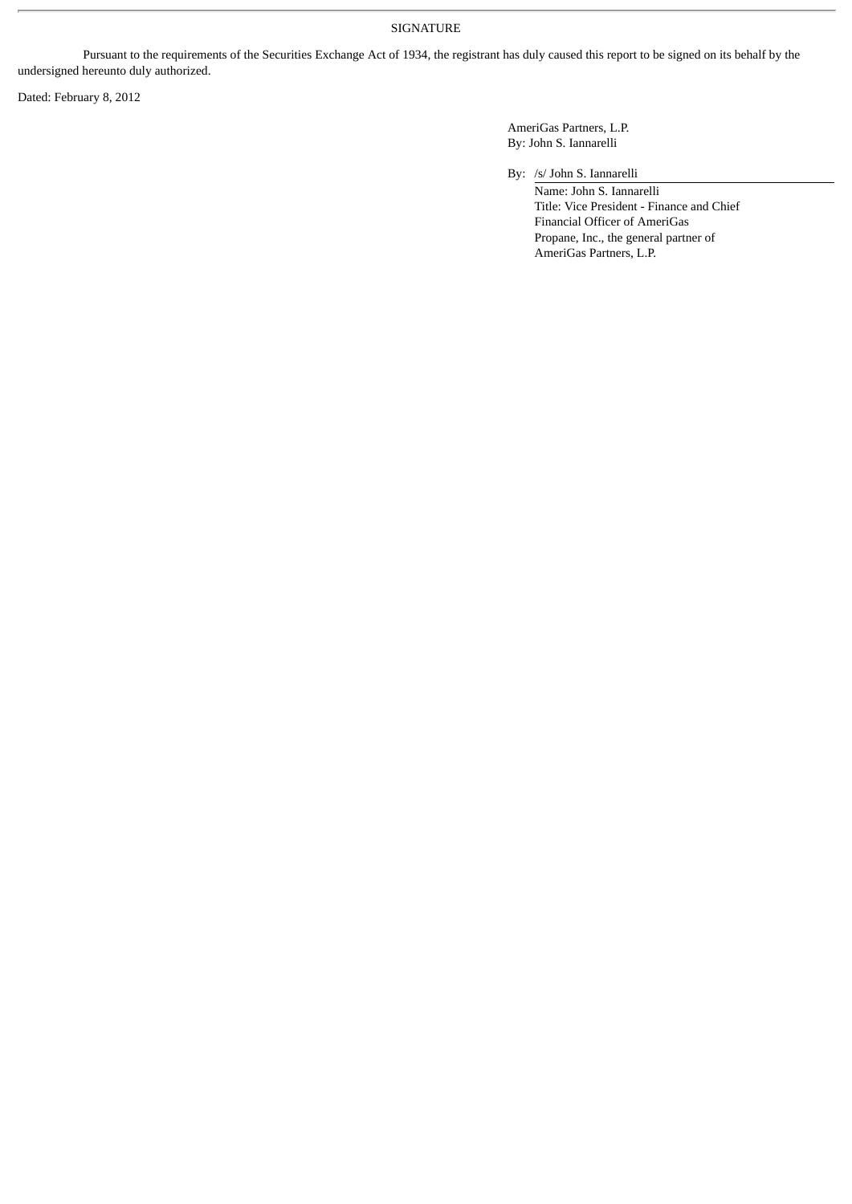SIGNATURE

Pursuant to the requirements of the Securities Exchange Act of 1934, the registrant has duly caused this report to be signed on its behalf by the undersigned hereunto duly authorized.

Dated: February 8, 2012

AmeriGas Partners, L.P.
By: John S. Iannarelli

By: /s/ John S. Iannarelli
Name: John S. Iannarelli
Title: Vice President - Finance and Chief Financial Officer of AmeriGas Propane, Inc., the general partner of AmeriGas Partners, L.P.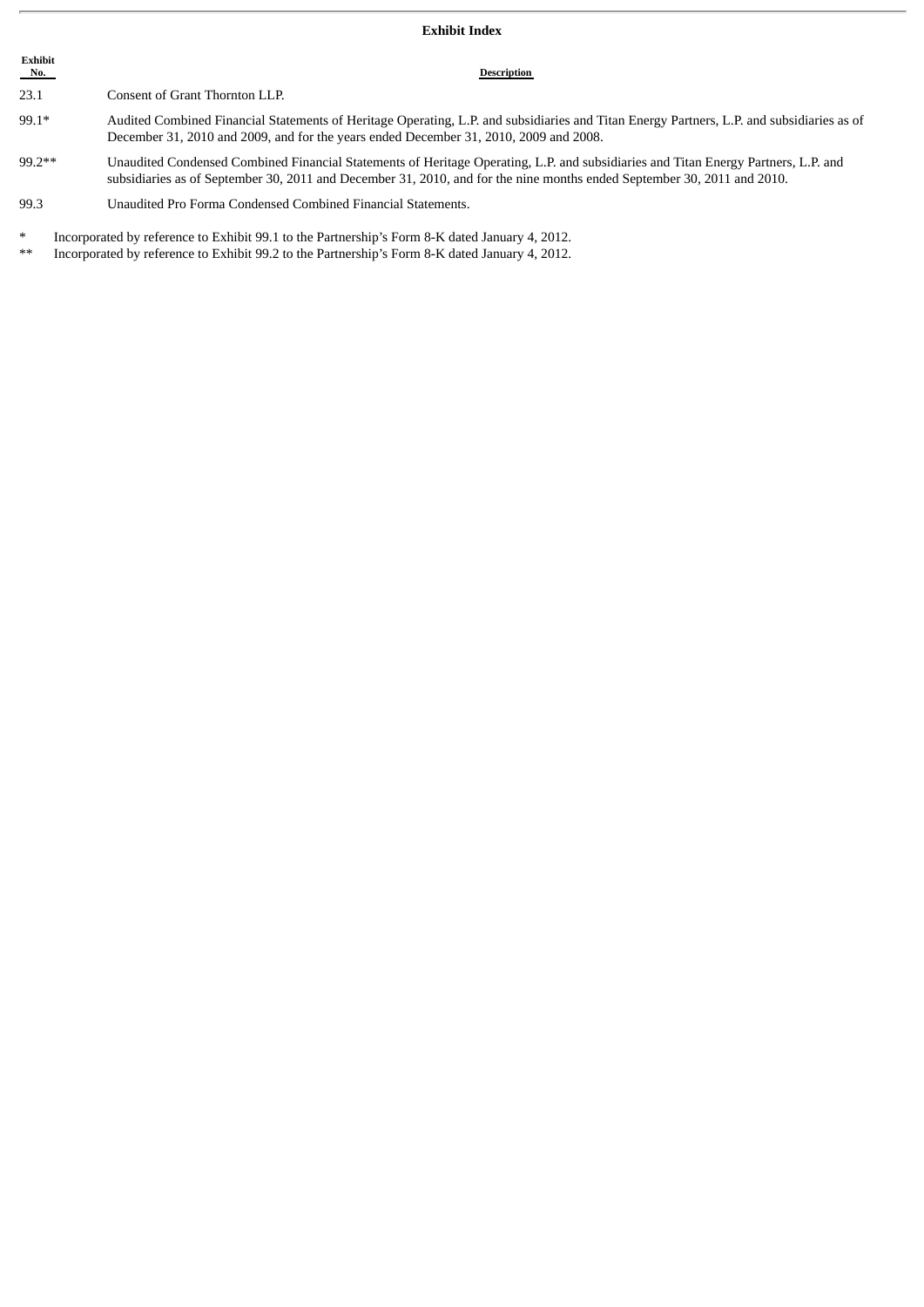## Exhibit Index

| Exhibit No. | Description |
|---|---|
| 23.1 | Consent of Grant Thornton LLP. |
| 99.1* | Audited Combined Financial Statements of Heritage Operating, L.P. and subsidiaries and Titan Energy Partners, L.P. and subsidiaries as of December 31, 2010 and 2009, and for the years ended December 31, 2010, 2009 and 2008. |
| 99.2** | Unaudited Condensed Combined Financial Statements of Heritage Operating, L.P. and subsidiaries and Titan Energy Partners, L.P. and subsidiaries as of September 30, 2011 and December 31, 2010, and for the nine months ended September 30, 2011 and 2010. |
| 99.3 | Unaudited Pro Forma Condensed Combined Financial Statements. |

\* Incorporated by reference to Exhibit 99.1 to the Partnership's Form 8-K dated January 4, 2012.

\*\* Incorporated by reference to Exhibit 99.2 to the Partnership's Form 8-K dated January 4, 2012.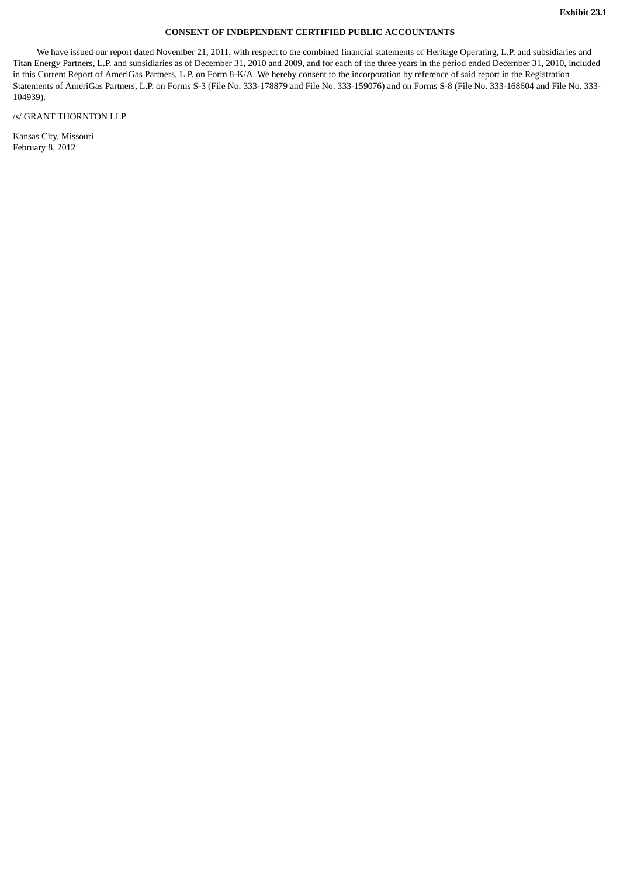**Exhibit 23.1**

**CONSENT OF INDEPENDENT CERTIFIED PUBLIC ACCOUNTANTS**

We have issued our report dated November 21, 2011, with respect to the combined financial statements of Heritage Operating, L.P. and subsidiaries and Titan Energy Partners, L.P. and subsidiaries as of December 31, 2010 and 2009, and for each of the three years in the period ended December 31, 2010, included in this Current Report of AmeriGas Partners, L.P. on Form 8-K/A. We hereby consent to the incorporation by reference of said report in the Registration Statements of AmeriGas Partners, L.P. on Forms S-3 (File No. 333-178879 and File No. 333-159076) and on Forms S-8 (File No. 333-168604 and File No. 333-104939).

/s/ GRANT THORNTON LLP

Kansas City, Missouri
February 8, 2012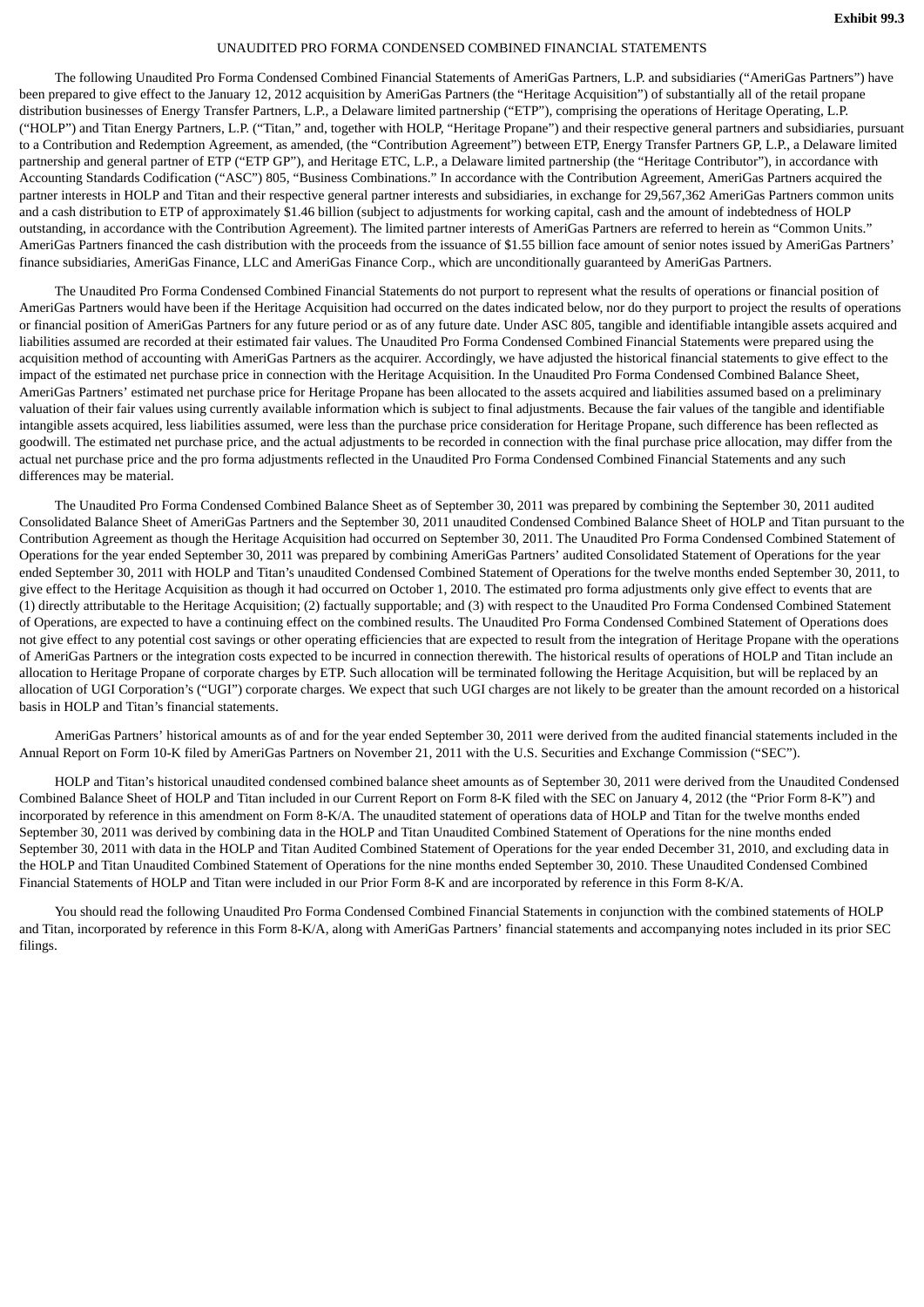**Exhibit 99.3**

# UNAUDITED PRO FORMA CONDENSED COMBINED FINANCIAL STATEMENTS

The following Unaudited Pro Forma Condensed Combined Financial Statements of AmeriGas Partners, L.P. and subsidiaries ("AmeriGas Partners") have been prepared to give effect to the January 12, 2012 acquisition by AmeriGas Partners (the "Heritage Acquisition") of substantially all of the retail propane distribution businesses of Energy Transfer Partners, L.P., a Delaware limited partnership ("ETP"), comprising the operations of Heritage Operating, L.P. ("HOLP") and Titan Energy Partners, L.P. ("Titan," and, together with HOLP, "Heritage Propane") and their respective general partners and subsidiaries, pursuant to a Contribution and Redemption Agreement, as amended, (the "Contribution Agreement") between ETP, Energy Transfer Partners GP, L.P., a Delaware limited partnership and general partner of ETP ("ETP GP"), and Heritage ETC, L.P., a Delaware limited partnership (the "Heritage Contributor"), in accordance with Accounting Standards Codification ("ASC") 805, "Business Combinations." In accordance with the Contribution Agreement, AmeriGas Partners acquired the partner interests in HOLP and Titan and their respective general partner interests and subsidiaries, in exchange for 29,567,362 AmeriGas Partners common units and a cash distribution to ETP of approximately $1.46 billion (subject to adjustments for working capital, cash and the amount of indebtedness of HOLP outstanding, in accordance with the Contribution Agreement). The limited partner interests of AmeriGas Partners are referred to herein as "Common Units." AmeriGas Partners financed the cash distribution with the proceeds from the issuance of $1.55 billion face amount of senior notes issued by AmeriGas Partners' finance subsidiaries, AmeriGas Finance, LLC and AmeriGas Finance Corp., which are unconditionally guaranteed by AmeriGas Partners.

The Unaudited Pro Forma Condensed Combined Financial Statements do not purport to represent what the results of operations or financial position of AmeriGas Partners would have been if the Heritage Acquisition had occurred on the dates indicated below, nor do they purport to project the results of operations or financial position of AmeriGas Partners for any future period or as of any future date. Under ASC 805, tangible and identifiable intangible assets acquired and liabilities assumed are recorded at their estimated fair values. The Unaudited Pro Forma Condensed Combined Financial Statements were prepared using the acquisition method of accounting with AmeriGas Partners as the acquirer. Accordingly, we have adjusted the historical financial statements to give effect to the impact of the estimated net purchase price in connection with the Heritage Acquisition. In the Unaudited Pro Forma Condensed Combined Balance Sheet, AmeriGas Partners' estimated net purchase price for Heritage Propane has been allocated to the assets acquired and liabilities assumed based on a preliminary valuation of their fair values using currently available information which is subject to final adjustments. Because the fair values of the tangible and identifiable intangible assets acquired, less liabilities assumed, were less than the purchase price consideration for Heritage Propane, such difference has been reflected as goodwill. The estimated net purchase price, and the actual adjustments to be recorded in connection with the final purchase price allocation, may differ from the actual net purchase price and the pro forma adjustments reflected in the Unaudited Pro Forma Condensed Combined Financial Statements and any such differences may be material.

The Unaudited Pro Forma Condensed Combined Balance Sheet as of September 30, 2011 was prepared by combining the September 30, 2011 audited Consolidated Balance Sheet of AmeriGas Partners and the September 30, 2011 unaudited Condensed Combined Balance Sheet of HOLP and Titan pursuant to the Contribution Agreement as though the Heritage Acquisition had occurred on September 30, 2011. The Unaudited Pro Forma Condensed Combined Statement of Operations for the year ended September 30, 2011 was prepared by combining AmeriGas Partners' audited Consolidated Statement of Operations for the year ended September 30, 2011 with HOLP and Titan's unaudited Condensed Combined Statement of Operations for the twelve months ended September 30, 2011, to give effect to the Heritage Acquisition as though it had occurred on October 1, 2010. The estimated pro forma adjustments only give effect to events that are (1) directly attributable to the Heritage Acquisition; (2) factually supportable; and (3) with respect to the Unaudited Pro Forma Condensed Combined Statement of Operations, are expected to have a continuing effect on the combined results. The Unaudited Pro Forma Condensed Combined Statement of Operations does not give effect to any potential cost savings or other operating efficiencies that are expected to result from the integration of Heritage Propane with the operations of AmeriGas Partners or the integration costs expected to be incurred in connection therewith. The historical results of operations of HOLP and Titan include an allocation to Heritage Propane of corporate charges by ETP. Such allocation will be terminated following the Heritage Acquisition, but will be replaced by an allocation of UGI Corporation's ("UGI") corporate charges. We expect that such UGI charges are not likely to be greater than the amount recorded on a historical basis in HOLP and Titan's financial statements.

AmeriGas Partners' historical amounts as of and for the year ended September 30, 2011 were derived from the audited financial statements included in the Annual Report on Form 10-K filed by AmeriGas Partners on November 21, 2011 with the U.S. Securities and Exchange Commission ("SEC").

HOLP and Titan's historical unaudited condensed combined balance sheet amounts as of September 30, 2011 were derived from the Unaudited Condensed Combined Balance Sheet of HOLP and Titan included in our Current Report on Form 8-K filed with the SEC on January 4, 2012 (the "Prior Form 8-K") and incorporated by reference in this amendment on Form 8-K/A. The unaudited statement of operations data of HOLP and Titan for the twelve months ended September 30, 2011 was derived by combining data in the HOLP and Titan Unaudited Combined Statement of Operations for the nine months ended September 30, 2011 with data in the HOLP and Titan Audited Combined Statement of Operations for the year ended December 31, 2010, and excluding data in the HOLP and Titan Unaudited Combined Statement of Operations for the nine months ended September 30, 2010. These Unaudited Condensed Combined Financial Statements of HOLP and Titan were included in our Prior Form 8-K and are incorporated by reference in this Form 8-K/A.

You should read the following Unaudited Pro Forma Condensed Combined Financial Statements in conjunction with the combined statements of HOLP and Titan, incorporated by reference in this Form 8-K/A, along with AmeriGas Partners' financial statements and accompanying notes included in its prior SEC filings.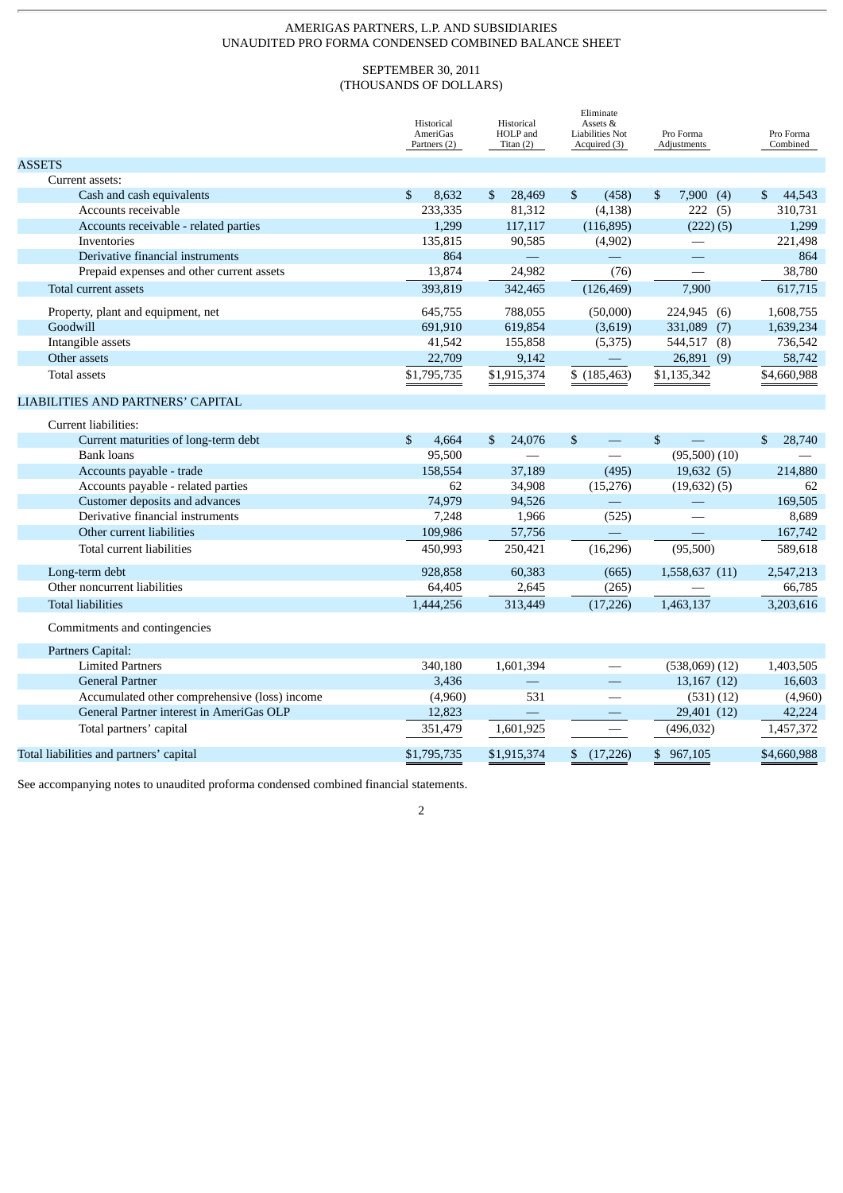AMERIGAS PARTNERS, L.P. AND SUBSIDIARIES
UNAUDITED PRO FORMA CONDENSED COMBINED BALANCE SHEET

SEPTEMBER 30, 2011
(THOUSANDS OF DOLLARS)

| | Historical AmeriGas Partners (2) | Historical HOLP and Titan (2) | Eliminate Assets & Liabilities Not Acquired (3) | Pro Forma Adjustments | Pro Forma Combined |
|---|---|---|---|---|---|
| ASSETS | | | | | |
| Current assets: | | | | | |
| Cash and cash equivalents | $ 8,632 | $ 28,469 | $ (458) | $ 7,900 (4) | $ 44,543 |
| Accounts receivable | 233,335 | 81,312 | (4,138) | 222 (5) | 310,731 |
| Accounts receivable - related parties | 1,299 | 117,117 | (116,895) | (222) (5) | 1,299 |
| Inventories | 135,815 | 90,585 | (4,902) | — | 221,498 |
| Derivative financial instruments | 864 | — | — | — | 864 |
| Prepaid expenses and other current assets | 13,874 | 24,982 | (76) | — | 38,780 |
| Total current assets | 393,819 | 342,465 | (126,469) | 7,900 | 617,715 |
| Property, plant and equipment, net | 645,755 | 788,055 | (50,000) | 224,945 (6) | 1,608,755 |
| Goodwill | 691,910 | 619,854 | (3,619) | 331,089 (7) | 1,639,234 |
| Intangible assets | 41,542 | 155,858 | (5,375) | 544,517 (8) | 736,542 |
| Other assets | 22,709 | 9,142 | — | 26,891 (9) | 58,742 |
| Total assets | $1,795,735 | $1,915,374 | $ (185,463) | $1,135,342 | $4,660,988 |
| LIABILITIES AND PARTNERS' CAPITAL | | | | | |
| Current liabilities: | | | | | |
| Current maturities of long-term debt | $ 4,664 | $ 24,076 | $ — | $ — | $ 28,740 |
| Bank loans | 95,500 | — | — | (95,500) (10) | — |
| Accounts payable - trade | 158,554 | 37,189 | (495) | 19,632 (5) | 214,880 |
| Accounts payable - related parties | 62 | 34,908 | (15,276) | (19,632) (5) | 62 |
| Customer deposits and advances | 74,979 | 94,526 | — | — | 169,505 |
| Derivative financial instruments | 7,248 | 1,966 | (525) | — | 8,689 |
| Other current liabilities | 109,986 | 57,756 | — | — | 167,742 |
| Total current liabilities | 450,993 | 250,421 | (16,296) | (95,500) | 589,618 |
| Long-term debt | 928,858 | 60,383 | (665) | 1,558,637 (11) | 2,547,213 |
| Other noncurrent liabilities | 64,405 | 2,645 | (265) | — | 66,785 |
| Total liabilities | 1,444,256 | 313,449 | (17,226) | 1,463,137 | 3,203,616 |
| Commitments and contingencies | | | | | |
| Partners Capital: | | | | | |
| Limited Partners | 340,180 | 1,601,394 | — | (538,069) (12) | 1,403,505 |
| General Partner | 3,436 | — | — | 13,167 (12) | 16,603 |
| Accumulated other comprehensive (loss) income | (4,960) | 531 | — | (531) (12) | (4,960) |
| General Partner interest in AmeriGas OLP | 12,823 | — | — | 29,401 (12) | 42,224 |
| Total partners' capital | 351,479 | 1,601,925 | — | (496,032) | 1,457,372 |
| Total liabilities and partners' capital | $1,795,735 | $1,915,374 | $ (17,226) | $ 967,105 | $4,660,988 |

See accompanying notes to unaudited proforma condensed combined financial statements.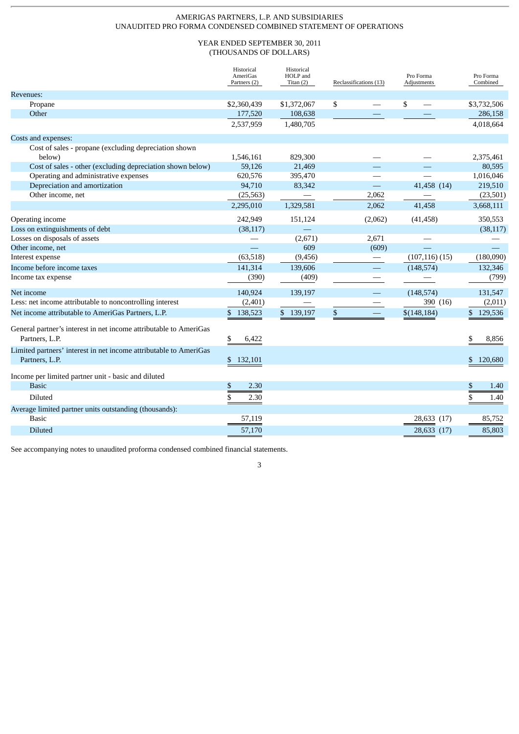AMERIGAS PARTNERS, L.P. AND SUBSIDIARIES
UNAUDITED PRO FORMA CONDENSED COMBINED STATEMENT OF OPERATIONS

YEAR ENDED SEPTEMBER 30, 2011
(THOUSANDS OF DOLLARS)

| | Historical AmeriGas Partners (2) | Historical HOLP and Titan (2) | Reclassifications (13) | Pro Forma Adjustments | Pro Forma Combined |
|---|---|---|---|---|---|
| Revenues: | | | | | |
| Propane | $2,360,439 | $1,372,067 | $ — | $ — | $3,732,506 |
| Other | 177,520 | 108,638 | — | — | 286,158 |
| | 2,537,959 | 1,480,705 | | | 4,018,664 |
| Costs and expenses: | | | | | |
| Cost of sales - propane (excluding depreciation shown below) | 1,546,161 | 829,300 | — | — | 2,375,461 |
| Cost of sales - other (excluding depreciation shown below) | 59,126 | 21,469 | — | — | 80,595 |
| Operating and administrative expenses | 620,576 | 395,470 | — | — | 1,016,046 |
| Depreciation and amortization | 94,710 | 83,342 | — | 41,458 (14) | 219,510 |
| Other income, net | (25,563) | — | 2,062 | — | (23,501) |
| | 2,295,010 | 1,329,581 | 2,062 | 41,458 | 3,668,111 |
| Operating income | 242,949 | 151,124 | (2,062) | (41,458) | 350,553 |
| Loss on extinguishments of debt | (38,117) | — | | | (38,117) |
| Losses on disposals of assets | — | (2,671) | 2,671 | — | — |
| Other income, net | — | 609 | (609) | — | — |
| Interest expense | (63,518) | (9,456) | — | (107,116) (15) | (180,090) |
| Income before income taxes | 141,314 | 139,606 | — | (148,574) | 132,346 |
| Income tax expense | (390) | (409) | — | — | (799) |
| Net income | 140,924 | 139,197 | — | (148,574) | 131,547 |
| Less: net income attributable to noncontrolling interest | (2,401) | — | — | 390 (16) | (2,011) |
| Net income attributable to AmeriGas Partners, L.P. | $ 138,523 | $ 139,197 | $ — | $(148,184) | $ 129,536 |
| General partner's interest in net income attributable to AmeriGas Partners, L.P. | $ 6,422 | | | | $ 8,856 |
| Limited partners' interest in net income attributable to AmeriGas Partners, L.P. | $ 132,101 | | | | $ 120,680 |
| Income per limited partner unit - basic and diluted | | | | | |
| Basic | $ 2.30 | | | | $ 1.40 |
| Diluted | $ 2.30 | | | | $ 1.40 |
| Average limited partner units outstanding (thousands): | | | | | |
| Basic | 57,119 | | | 28,633 (17) | 85,752 |
| Diluted | 57,170 | | | 28,633 (17) | 85,803 |

See accompanying notes to unaudited proforma condensed combined financial statements.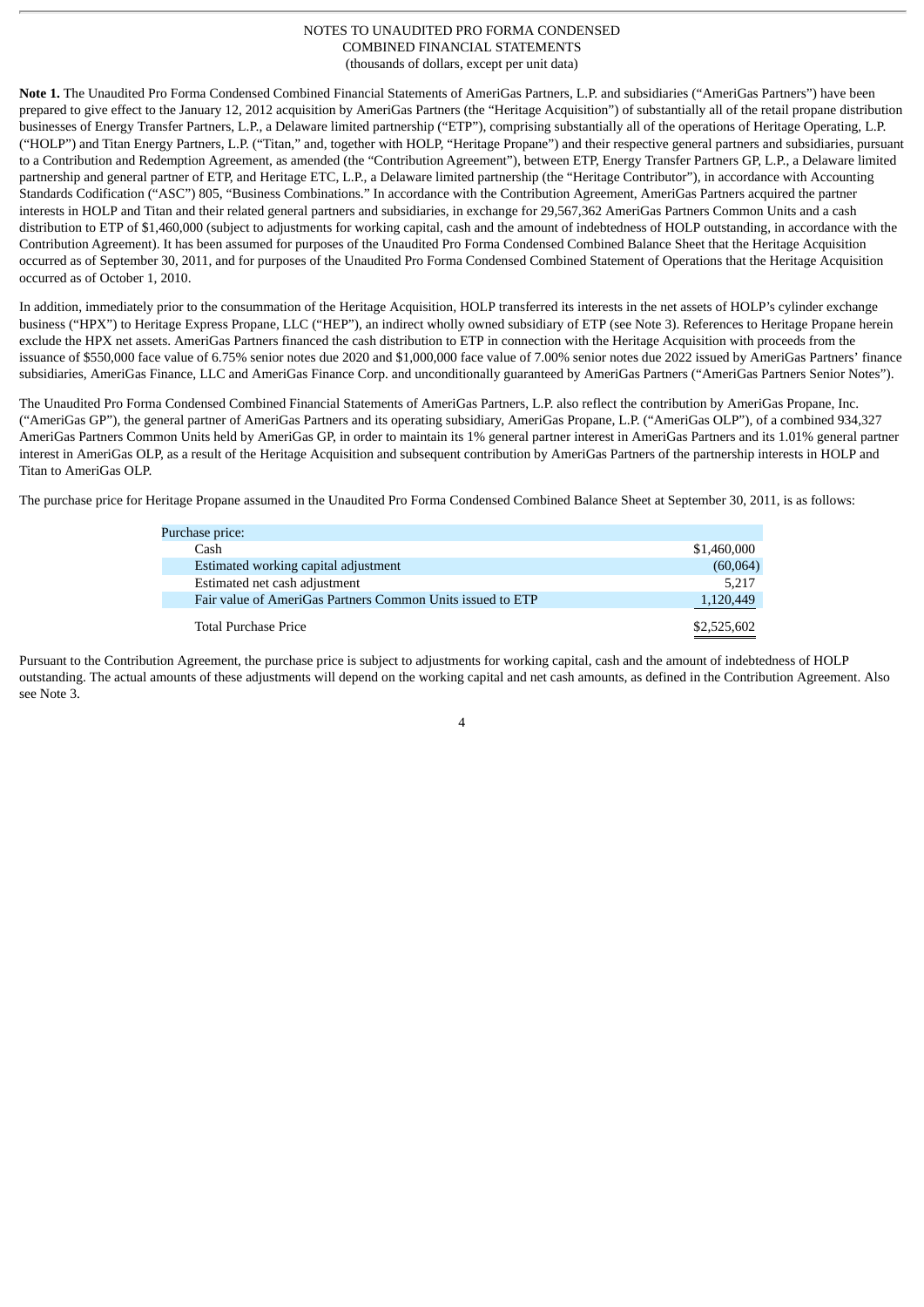NOTES TO UNAUDITED PRO FORMA CONDENSED
COMBINED FINANCIAL STATEMENTS
(thousands of dollars, except per unit data)

**Note 1.** The Unaudited Pro Forma Condensed Combined Financial Statements of AmeriGas Partners, L.P. and subsidiaries ("AmeriGas Partners") have been prepared to give effect to the January 12, 2012 acquisition by AmeriGas Partners (the "Heritage Acquisition") of substantially all of the retail propane distribution businesses of Energy Transfer Partners, L.P., a Delaware limited partnership ("ETP"), comprising substantially all of the operations of Heritage Operating, L.P. ("HOLP") and Titan Energy Partners, L.P. ("Titan," and, together with HOLP, "Heritage Propane") and their respective general partners and subsidiaries, pursuant to a Contribution and Redemption Agreement, as amended (the "Contribution Agreement"), between ETP, Energy Transfer Partners GP, L.P., a Delaware limited partnership and general partner of ETP, and Heritage ETC, L.P., a Delaware limited partnership (the "Heritage Contributor"), in accordance with Accounting Standards Codification ("ASC") 805, "Business Combinations." In accordance with the Contribution Agreement, AmeriGas Partners acquired the partner interests in HOLP and Titan and their related general partners and subsidiaries, in exchange for 29,567,362 AmeriGas Partners Common Units and a cash distribution to ETP of $1,460,000 (subject to adjustments for working capital, cash and the amount of indebtedness of HOLP outstanding, in accordance with the Contribution Agreement). It has been assumed for purposes of the Unaudited Pro Forma Condensed Combined Balance Sheet that the Heritage Acquisition occurred as of September 30, 2011, and for purposes of the Unaudited Pro Forma Condensed Combined Statement of Operations that the Heritage Acquisition occurred as of October 1, 2010.

In addition, immediately prior to the consummation of the Heritage Acquisition, HOLP transferred its interests in the net assets of HOLP's cylinder exchange business ("HPX") to Heritage Express Propane, LLC ("HEP"), an indirect wholly owned subsidiary of ETP (see Note 3). References to Heritage Propane herein exclude the HPX net assets. AmeriGas Partners financed the cash distribution to ETP in connection with the Heritage Acquisition with proceeds from the issuance of $550,000 face value of 6.75% senior notes due 2020 and $1,000,000 face value of 7.00% senior notes due 2022 issued by AmeriGas Partners' finance subsidiaries, AmeriGas Finance, LLC and AmeriGas Finance Corp. and unconditionally guaranteed by AmeriGas Partners ("AmeriGas Partners Senior Notes").

The Unaudited Pro Forma Condensed Combined Financial Statements of AmeriGas Partners, L.P. also reflect the contribution by AmeriGas Propane, Inc. ("AmeriGas GP"), the general partner of AmeriGas Partners and its operating subsidiary, AmeriGas Propane, L.P. ("AmeriGas OLP"), of a combined 934,327 AmeriGas Partners Common Units held by AmeriGas GP, in order to maintain its 1% general partner interest in AmeriGas Partners and its 1.01% general partner interest in AmeriGas OLP, as a result of the Heritage Acquisition and subsequent contribution by AmeriGas Partners of the partnership interests in HOLP and Titan to AmeriGas OLP.

The purchase price for Heritage Propane assumed in the Unaudited Pro Forma Condensed Combined Balance Sheet at September 30, 2011, is as follows:

| Purchase price: | |
|---|---|
| Cash | $1,460,000 |
| Estimated working capital adjustment | (60,064) |
| Estimated net cash adjustment | 5,217 |
| Fair value of AmeriGas Partners Common Units issued to ETP | 1,120,449 |
| Total Purchase Price | $2,525,602 |

Pursuant to the Contribution Agreement, the purchase price is subject to adjustments for working capital, cash and the amount of indebtedness of HOLP outstanding. The actual amounts of these adjustments will depend on the working capital and net cash amounts, as defined in the Contribution Agreement. Also see Note 3.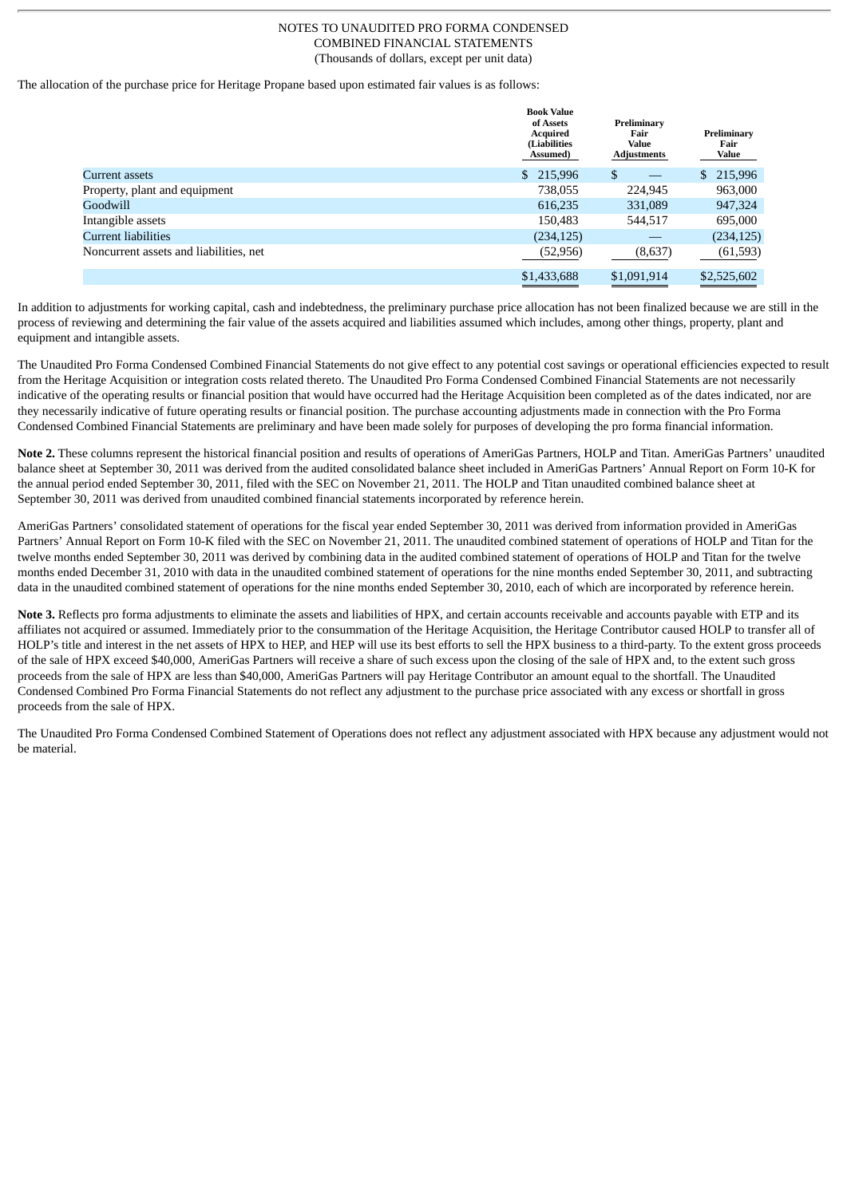NOTES TO UNAUDITED PRO FORMA CONDENSED
COMBINED FINANCIAL STATEMENTS
(Thousands of dollars, except per unit data)

The allocation of the purchase price for Heritage Propane based upon estimated fair values is as follows:

| | Book Value of Assets Acquired (Liabilities Assumed) | Preliminary Fair Value Adjustments | Preliminary Fair Value |
|---|---|---|---|
| Current assets | $ 215,996 | $ — | $ 215,996 |
| Property, plant and equipment | 738,055 | 224,945 | 963,000 |
| Goodwill | 616,235 | 331,089 | 947,324 |
| Intangible assets | 150,483 | 544,517 | 695,000 |
| Current liabilities | (234,125) | — | (234,125) |
| Noncurrent assets and liabilities, net | (52,956) | (8,637) | (61,593) |
| | $1,433,688 | $1,091,914 | $2,525,602 |

In addition to adjustments for working capital, cash and indebtedness, the preliminary purchase price allocation has not been finalized because we are still in the process of reviewing and determining the fair value of the assets acquired and liabilities assumed which includes, among other things, property, plant and equipment and intangible assets.

The Unaudited Pro Forma Condensed Combined Financial Statements do not give effect to any potential cost savings or operational efficiencies expected to result from the Heritage Acquisition or integration costs related thereto. The Unaudited Pro Forma Condensed Combined Financial Statements are not necessarily indicative of the operating results or financial position that would have occurred had the Heritage Acquisition been completed as of the dates indicated, nor are they necessarily indicative of future operating results or financial position. The purchase accounting adjustments made in connection with the Pro Forma Condensed Combined Financial Statements are preliminary and have been made solely for purposes of developing the pro forma financial information.

**Note 2.** These columns represent the historical financial position and results of operations of AmeriGas Partners, HOLP and Titan. AmeriGas Partners' unaudited balance sheet at September 30, 2011 was derived from the audited consolidated balance sheet included in AmeriGas Partners' Annual Report on Form 10-K for the annual period ended September 30, 2011, filed with the SEC on November 21, 2011. The HOLP and Titan unaudited combined balance sheet at September 30, 2011 was derived from unaudited combined financial statements incorporated by reference herein.

AmeriGas Partners' consolidated statement of operations for the fiscal year ended September 30, 2011 was derived from information provided in AmeriGas Partners' Annual Report on Form 10-K filed with the SEC on November 21, 2011. The unaudited combined statement of operations of HOLP and Titan for the twelve months ended September 30, 2011 was derived by combining data in the audited combined statement of operations of HOLP and Titan for the twelve months ended December 31, 2010 with data in the unaudited combined statement of operations for the nine months ended September 30, 2011, and subtracting data in the unaudited combined statement of operations for the nine months ended September 30, 2010, each of which are incorporated by reference herein.

**Note 3.** Reflects pro forma adjustments to eliminate the assets and liabilities of HPX, and certain accounts receivable and accounts payable with ETP and its affiliates not acquired or assumed. Immediately prior to the consummation of the Heritage Acquisition, the Heritage Contributor caused HOLP to transfer all of HOLP's title and interest in the net assets of HPX to HEP, and HEP will use its best efforts to sell the HPX business to a third-party. To the extent gross proceeds of the sale of HPX exceed $40,000, AmeriGas Partners will receive a share of such excess upon the closing of the sale of HPX and, to the extent such gross proceeds from the sale of HPX are less than $40,000, AmeriGas Partners will pay Heritage Contributor an amount equal to the shortfall. The Unaudited Condensed Combined Pro Forma Financial Statements do not reflect any adjustment to the purchase price associated with any excess or shortfall in gross proceeds from the sale of HPX.

The Unaudited Pro Forma Condensed Combined Statement of Operations does not reflect any adjustment associated with HPX because any adjustment would not be material.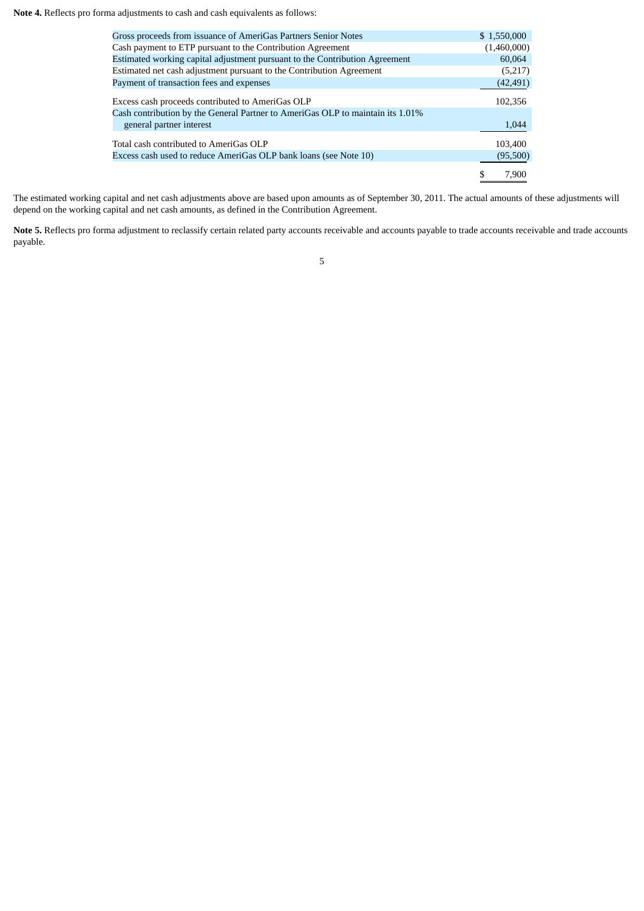**Note 4.** Reflects pro forma adjustments to cash and cash equivalents as follows:

| | |
|---|---|
| Gross proceeds from issuance of AmeriGas Partners Senior Notes | $ 1,550,000 |
| Cash payment to ETP pursuant to the Contribution Agreement | (1,460,000) |
| Estimated working capital adjustment pursuant to the Contribution Agreement | 60,064 |
| Estimated net cash adjustment pursuant to the Contribution Agreement | (5,217) |
| Payment of transaction fees and expenses | (42,491) |
| Excess cash proceeds contributed to AmeriGas OLP | 102,356 |
| Cash contribution by the General Partner to AmeriGas OLP to maintain its 1.01% general partner interest | 1,044 |
| Total cash contributed to AmeriGas OLP | 103,400 |
| Excess cash used to reduce AmeriGas OLP bank loans (see Note 10) | (95,500) |
| | $ 7,900 |

The estimated working capital and net cash adjustments above are based upon amounts as of September 30, 2011. The actual amounts of these adjustments will depend on the working capital and net cash amounts, as defined in the Contribution Agreement.

**Note 5.** Reflects pro forma adjustment to reclassify certain related party accounts receivable and accounts payable to trade accounts receivable and trade accounts payable.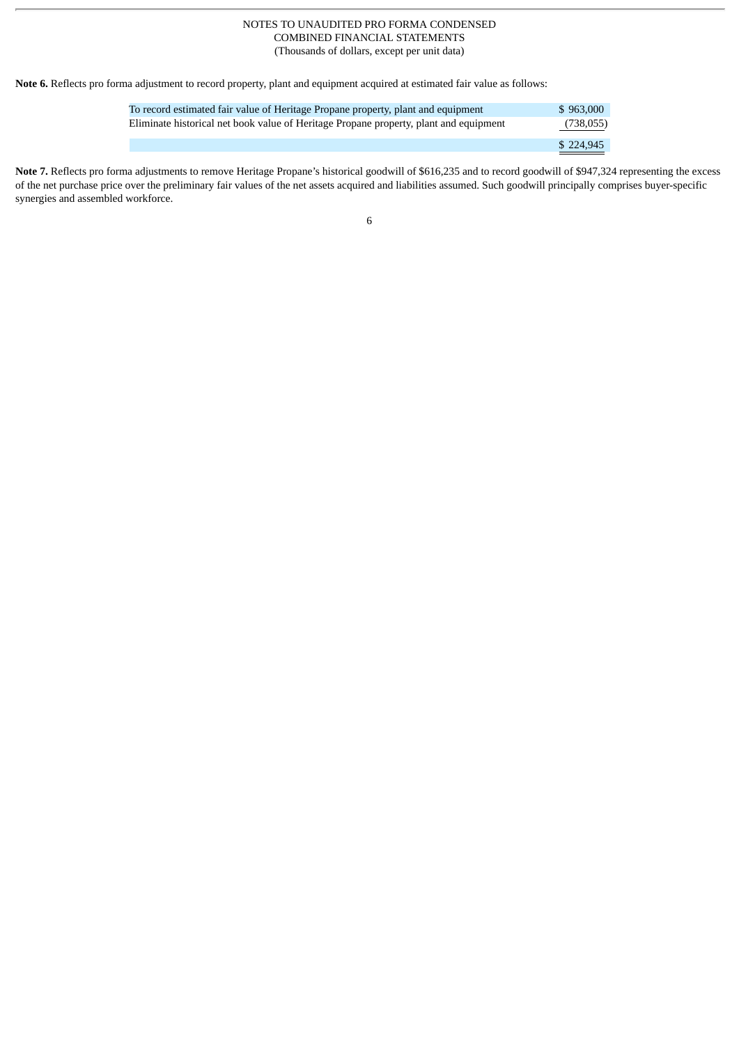NOTES TO UNAUDITED PRO FORMA CONDENSED
COMBINED FINANCIAL STATEMENTS
(Thousands of dollars, except per unit data)

**Note 6.** Reflects pro forma adjustment to record property, plant and equipment acquired at estimated fair value as follows:

| | |
|---|---|
| To record estimated fair value of Heritage Propane property, plant and equipment | $ 963,000 |
| Eliminate historical net book value of Heritage Propane property, plant and equipment | (738,055) |
| | $ 224,945 |

**Note 7.** Reflects pro forma adjustments to remove Heritage Propane's historical goodwill of $616,235 and to record goodwill of $947,324 representing the excess of the net purchase price over the preliminary fair values of the net assets acquired and liabilities assumed. Such goodwill principally comprises buyer-specific synergies and assembled workforce.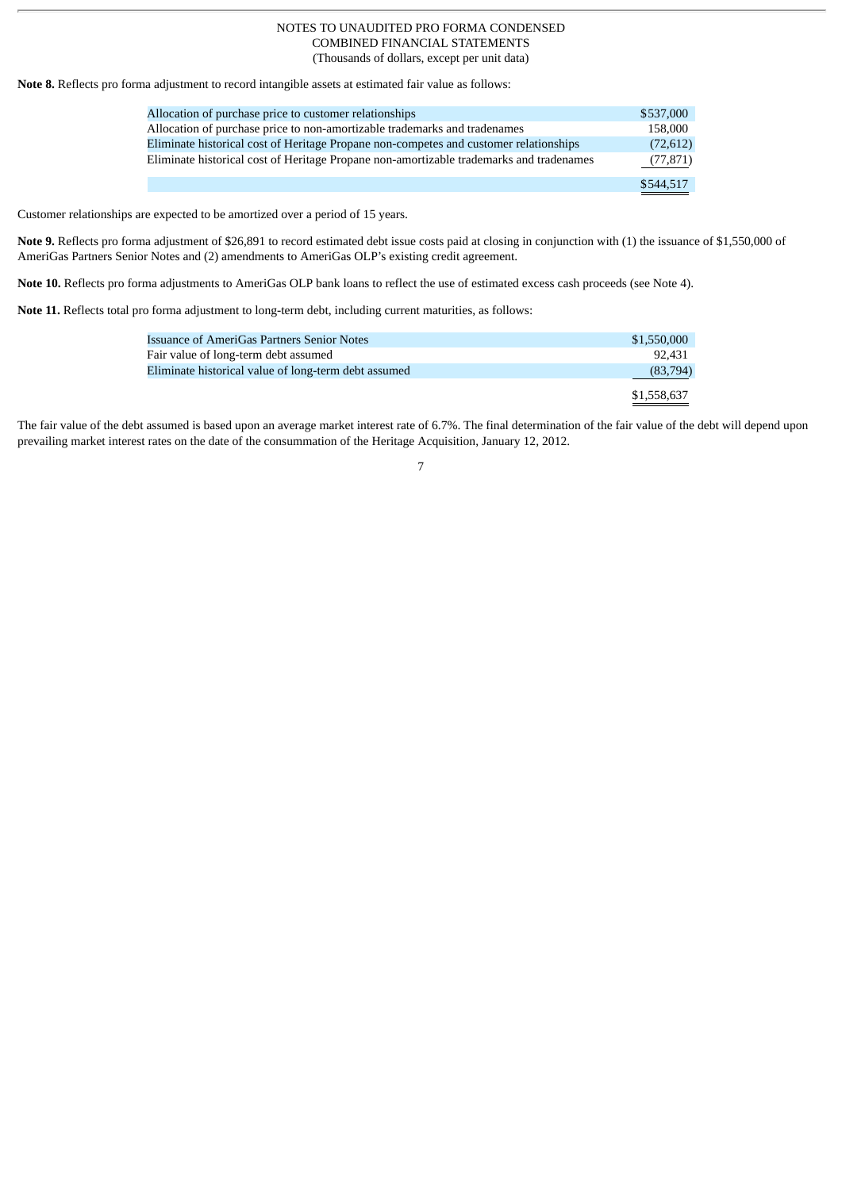NOTES TO UNAUDITED PRO FORMA CONDENSED COMBINED FINANCIAL STATEMENTS
(Thousands of dollars, except per unit data)

**Note 8.** Reflects pro forma adjustment to record intangible assets at estimated fair value as follows:

| | |
|---|---|
| Allocation of purchase price to customer relationships | $537,000 |
| Allocation of purchase price to non-amortizable trademarks and tradenames | 158,000 |
| Eliminate historical cost of Heritage Propane non-competes and customer relationships | (72,612) |
| Eliminate historical cost of Heritage Propane non-amortizable trademarks and tradenames | (77,871) |
| | $544,517 |

Customer relationships are expected to be amortized over a period of 15 years.

**Note 9.** Reflects pro forma adjustment of $26,891 to record estimated debt issue costs paid at closing in conjunction with (1) the issuance of $1,550,000 of AmeriGas Partners Senior Notes and (2) amendments to AmeriGas OLP's existing credit agreement.

**Note 10.** Reflects pro forma adjustments to AmeriGas OLP bank loans to reflect the use of estimated excess cash proceeds (see Note 4).

**Note 11.** Reflects total pro forma adjustment to long-term debt, including current maturities, as follows:

| | |
|---|---|
| Issuance of AmeriGas Partners Senior Notes | $1,550,000 |
| Fair value of long-term debt assumed | 92,431 |
| Eliminate historical value of long-term debt assumed | (83,794) |
| | $1,558,637 |

The fair value of the debt assumed is based upon an average market interest rate of 6.7%. The final determination of the fair value of the debt will depend upon prevailing market interest rates on the date of the consummation of the Heritage Acquisition, January 12, 2012.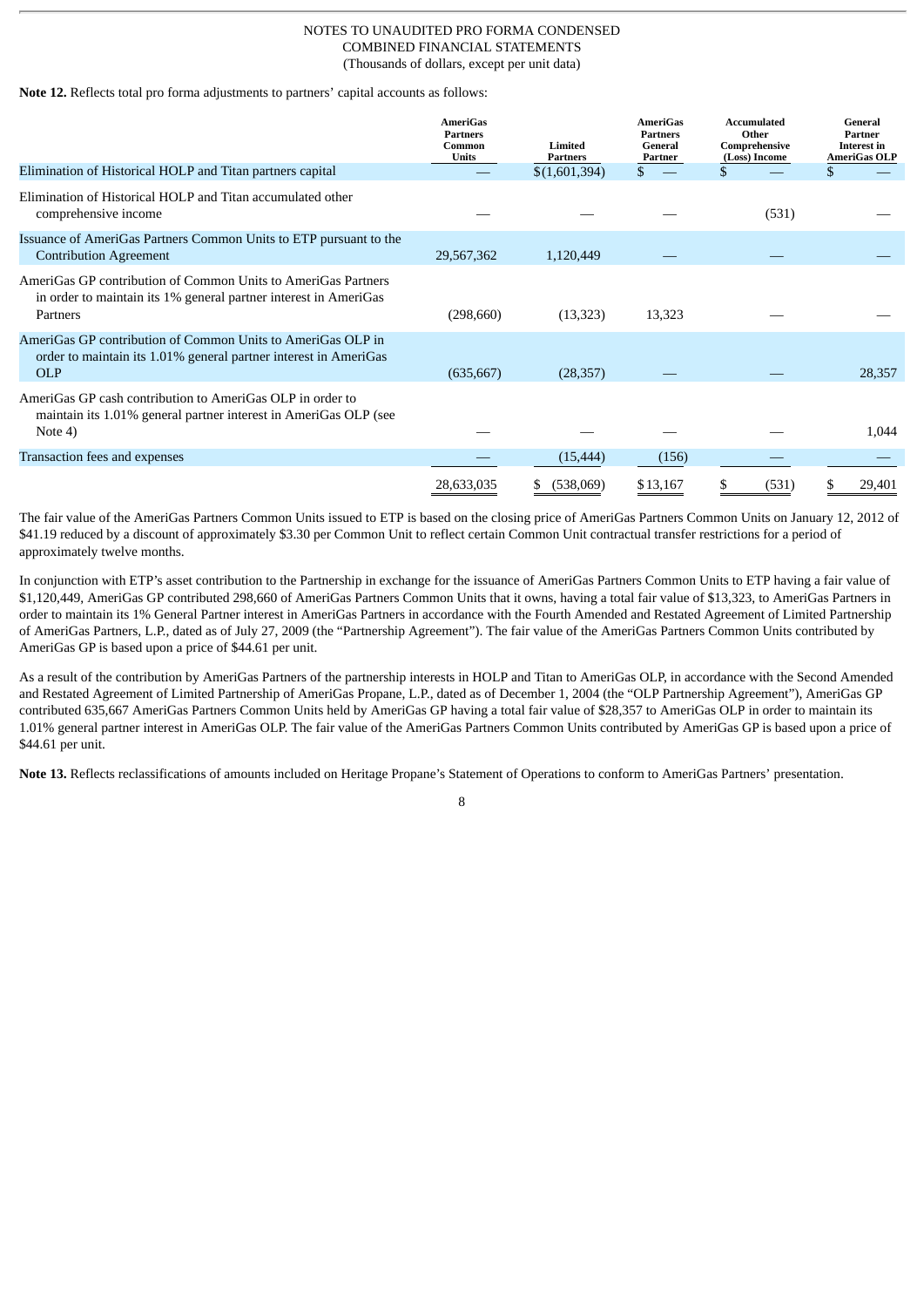NOTES TO UNAUDITED PRO FORMA CONDENSED COMBINED FINANCIAL STATEMENTS

(Thousands of dollars, except per unit data)

**Note 12.** Reflects total pro forma adjustments to partners' capital accounts as follows:

| | AmeriGas Partners Common Units | Limited Partners | AmeriGas Partners General Partner | Accumulated Other Comprehensive (Loss) Income | General Partner Interest in AmeriGas OLP |
|---|---|---|---|---|---|
| Elimination of Historical HOLP and Titan partners capital | — | $(1,601,394) | $ — | $ — | $ — |
| Elimination of Historical HOLP and Titan accumulated other comprehensive income | — | — | — | (531) | — |
| Issuance of AmeriGas Partners Common Units to ETP pursuant to the Contribution Agreement | 29,567,362 | 1,120,449 | — | — | — |
| AmeriGas GP contribution of Common Units to AmeriGas Partners in order to maintain its 1% general partner interest in AmeriGas Partners | (298,660) | (13,323) | 13,323 | — | — |
| AmeriGas GP contribution of Common Units to AmeriGas OLP in order to maintain its 1.01% general partner interest in AmeriGas OLP | (635,667) | (28,357) | — | — | 28,357 |
| AmeriGas GP cash contribution to AmeriGas OLP in order to maintain its 1.01% general partner interest in AmeriGas OLP (see Note 4) | — | — | — | — | 1,044 |
| Transaction fees and expenses | — | (15,444) | (156) | — | — |
| | 28,633,035 | $ (538,069) | $13,167 | $ (531) | $ 29,401 |

The fair value of the AmeriGas Partners Common Units issued to ETP is based on the closing price of AmeriGas Partners Common Units on January 12, 2012 of $41.19 reduced by a discount of approximately $3.30 per Common Unit to reflect certain Common Unit contractual transfer restrictions for a period of approximately twelve months.

In conjunction with ETP's asset contribution to the Partnership in exchange for the issuance of AmeriGas Partners Common Units to ETP having a fair value of $1,120,449, AmeriGas GP contributed 298,660 of AmeriGas Partners Common Units that it owns, having a total fair value of $13,323, to AmeriGas Partners in order to maintain its 1% General Partner interest in AmeriGas Partners in accordance with the Fourth Amended and Restated Agreement of Limited Partnership of AmeriGas Partners, L.P., dated as of July 27, 2009 (the "Partnership Agreement"). The fair value of the AmeriGas Partners Common Units contributed by AmeriGas GP is based upon a price of $44.61 per unit.

As a result of the contribution by AmeriGas Partners of the partnership interests in HOLP and Titan to AmeriGas OLP, in accordance with the Second Amended and Restated Agreement of Limited Partnership of AmeriGas Propane, L.P., dated as of December 1, 2004 (the "OLP Partnership Agreement"), AmeriGas GP contributed 635,667 AmeriGas Partners Common Units held by AmeriGas GP having a total fair value of $28,357 to AmeriGas OLP in order to maintain its 1.01% general partner interest in AmeriGas OLP. The fair value of the AmeriGas Partners Common Units contributed by AmeriGas GP is based upon a price of $44.61 per unit.

**Note 13.** Reflects reclassifications of amounts included on Heritage Propane's Statement of Operations to conform to AmeriGas Partners' presentation.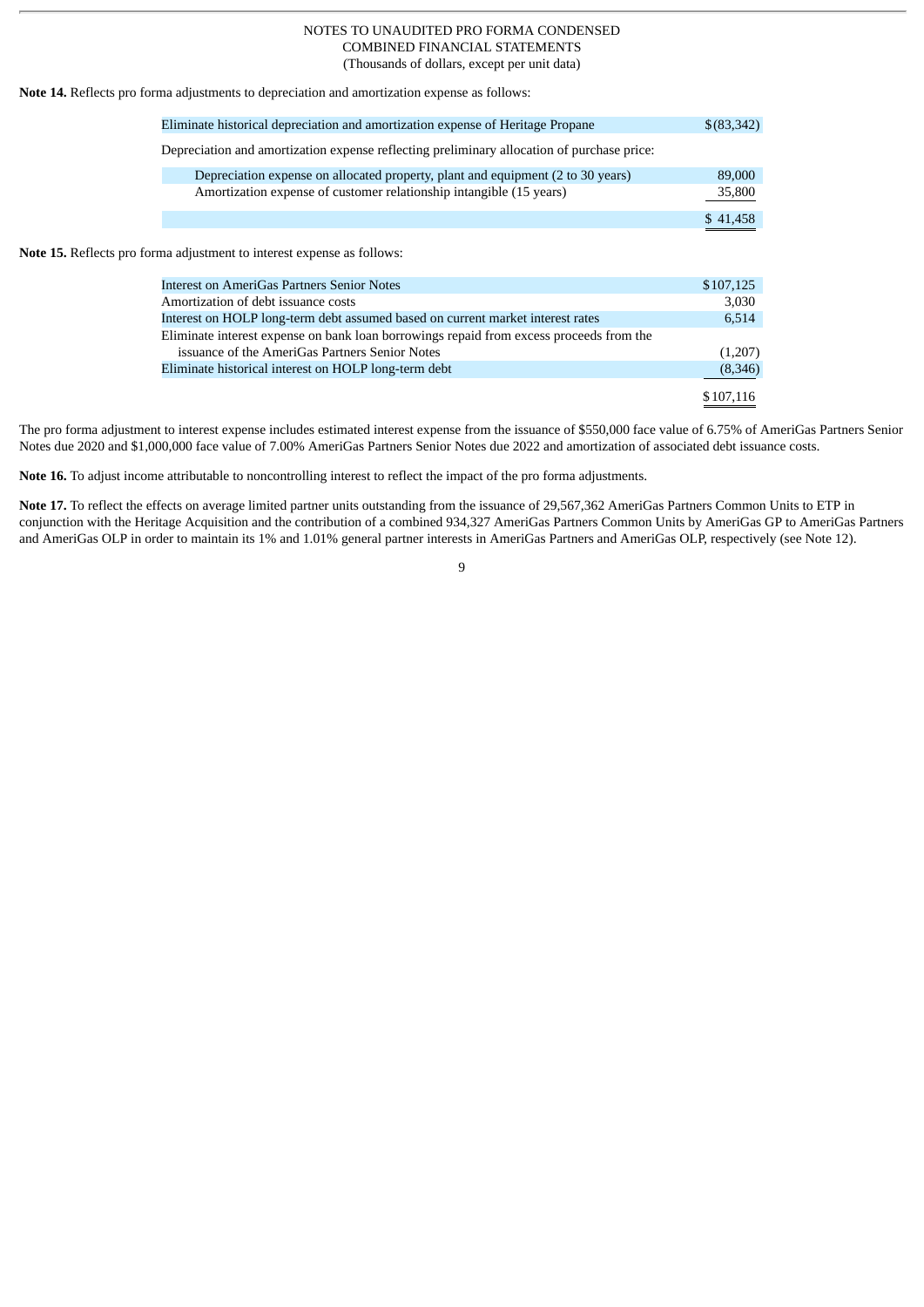NOTES TO UNAUDITED PRO FORMA CONDENSED
COMBINED FINANCIAL STATEMENTS
(Thousands of dollars, except per unit data)

**Note 14.** Reflects pro forma adjustments to depreciation and amortization expense as follows:

| | |
|---|---|
| Eliminate historical depreciation and amortization expense of Heritage Propane | $(83,342) |
| Depreciation and amortization expense reflecting preliminary allocation of purchase price: | |
| Depreciation expense on allocated property, plant and equipment (2 to 30 years) | 89,000 |
| Amortization expense of customer relationship intangible (15 years) | 35,800 |
| | $ 41,458 |

**Note 15.** Reflects pro forma adjustment to interest expense as follows:

| | |
|---|---|
| Interest on AmeriGas Partners Senior Notes | $107,125 |
| Amortization of debt issuance costs | 3,030 |
| Interest on HOLP long-term debt assumed based on current market interest rates | 6,514 |
| Eliminate interest expense on bank loan borrowings repaid from excess proceeds from the issuance of the AmeriGas Partners Senior Notes | (1,207) |
| Eliminate historical interest on HOLP long-term debt | (8,346) |
| | $107,116 |

The pro forma adjustment to interest expense includes estimated interest expense from the issuance of $550,000 face value of 6.75% of AmeriGas Partners Senior Notes due 2020 and $1,000,000 face value of 7.00% AmeriGas Partners Senior Notes due 2022 and amortization of associated debt issuance costs.

**Note 16.** To adjust income attributable to noncontrolling interest to reflect the impact of the pro forma adjustments.

**Note 17.** To reflect the effects on average limited partner units outstanding from the issuance of 29,567,362 AmeriGas Partners Common Units to ETP in conjunction with the Heritage Acquisition and the contribution of a combined 934,327 AmeriGas Partners Common Units by AmeriGas GP to AmeriGas Partners and AmeriGas OLP in order to maintain its 1% and 1.01% general partner interests in AmeriGas Partners and AmeriGas OLP, respectively (see Note 12).